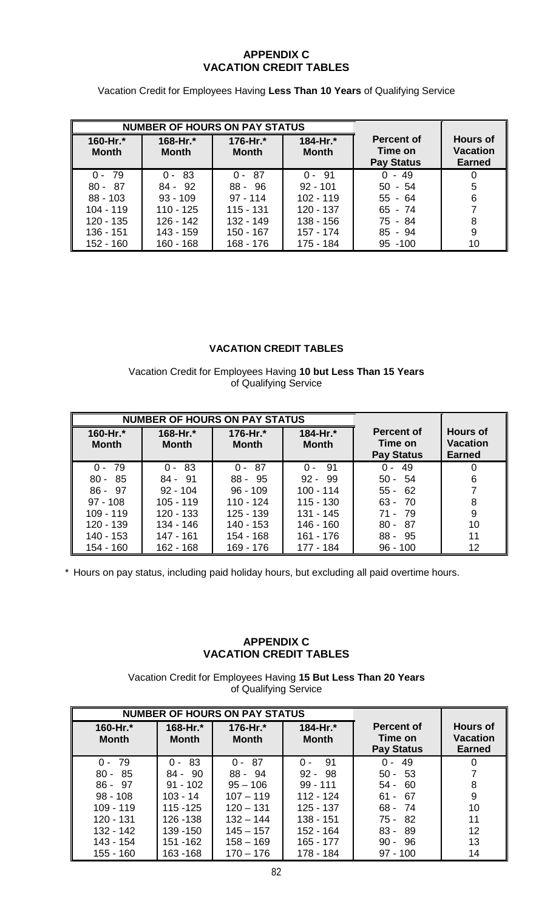## APPENDIX C
## VACATION CREDIT TABLES

Vacation Credit for Employees Having **Less Than 10 Years** of Qualifying Service

| NUMBER OF HOURS ON PAY STATUS | | | | | |
|---|---|---|---|---|---|
| **160-Hr.* Month** | **168-Hr.* Month** | **176-Hr.* Month** | **184-Hr.* Month** | **Percent of Time on Pay Status** | **Hours of Vacation Earned** |
| 0 - 79 | 0 - 83 | 0 - 87 | 0 - 91 | 0 - 49 | 0 |
| 80 - 87 | 84 - 92 | 88 - 96 | 92 - 101 | 50 - 54 | 5 |
| 88 - 103 | 93 - 109 | 97 - 114 | 102 - 119 | 55 - 64 | 6 |
| 104 - 119 | 110 - 125 | 115 - 131 | 120 - 137 | 65 - 74 | 7 |
| 120 - 135 | 126 - 142 | 132 - 149 | 138 - 156 | 75 - 84 | 8 |
| 136 - 151 | 143 - 159 | 150 - 167 | 157 - 174 | 85 - 94 | 9 |
| 152 - 160 | 160 - 168 | 168 - 176 | 175 - 184 | 95 -100 | 10 |

## VACATION CREDIT TABLES

Vacation Credit for Employees Having **10 but Less Than 15 Years** of Qualifying Service

| NUMBER OF HOURS ON PAY STATUS | | | | | |
|---|---|---|---|---|---|
| **160-Hr.* Month** | **168-Hr.* Month** | **176-Hr.* Month** | **184-Hr.* Month** | **Percent of Time on Pay Status** | **Hours of Vacation Earned** |
| 0 - 79 | 0 - 83 | 0 - 87 | 0 - 91 | 0 - 49 | 0 |
| 80 - 85 | 84 - 91 | 88 - 95 | 92 - 99 | 50 - 54 | 6 |
| 86 - 97 | 92 - 104 | 96 - 109 | 100 - 114 | 55 - 62 | 7 |
| 97 - 108 | 105 - 119 | 110 - 124 | 115 - 130 | 63 - 70 | 8 |
| 109 - 119 | 120 - 133 | 125 - 139 | 131 - 145 | 71 - 79 | 9 |
| 120 - 139 | 134 - 146 | 140 - 153 | 146 - 160 | 80 - 87 | 10 |
| 140 - 153 | 147 - 161 | 154 - 168 | 161 - 176 | 88 - 95 | 11 |
| 154 - 160 | 162 - 168 | 169 - 176 | 177 - 184 | 96 - 100 | 12 |

\* Hours on pay status, including paid holiday hours, but excluding all paid overtime hours.

## APPENDIX C
## VACATION CREDIT TABLES

Vacation Credit for Employees Having **15 But Less Than 20 Years** of Qualifying Service

| NUMBER OF HOURS ON PAY STATUS | | | | | |
|---|---|---|---|---|---|
| **160-Hr.* Month** | **168-Hr.* Month** | **176-Hr.* Month** | **184-Hr.* Month** | **Percent of Time on Pay Status** | **Hours of Vacation Earned** |
| 0 - 79 | 0 - 83 | 0 - 87 | 0 - 91 | 0 - 49 | 0 |
| 80 - 85 | 84 - 90 | 88 - 94 | 92 - 98 | 50 - 53 | 7 |
| 86 - 97 | 91 - 102 | 95 – 106 | 99 - 111 | 54 - 60 | 8 |
| 98 - 108 | 103 - 14 | 107 – 119 | 112 - 124 | 61 - 67 | 9 |
| 109 - 119 | 115 -125 | 120 – 131 | 125 - 137 | 68 - 74 | 10 |
| 120 - 131 | 126 -138 | 132 – 144 | 138 - 151 | 75 - 82 | 11 |
| 132 - 142 | 139 -150 | 145 – 157 | 152 - 164 | 83 - 89 | 12 |
| 143 - 154 | 151 -162 | 158 – 169 | 165 - 177 | 90 - 96 | 13 |
| 155 - 160 | 163 -168 | 170 – 176 | 178 - 184 | 97 - 100 | 14 |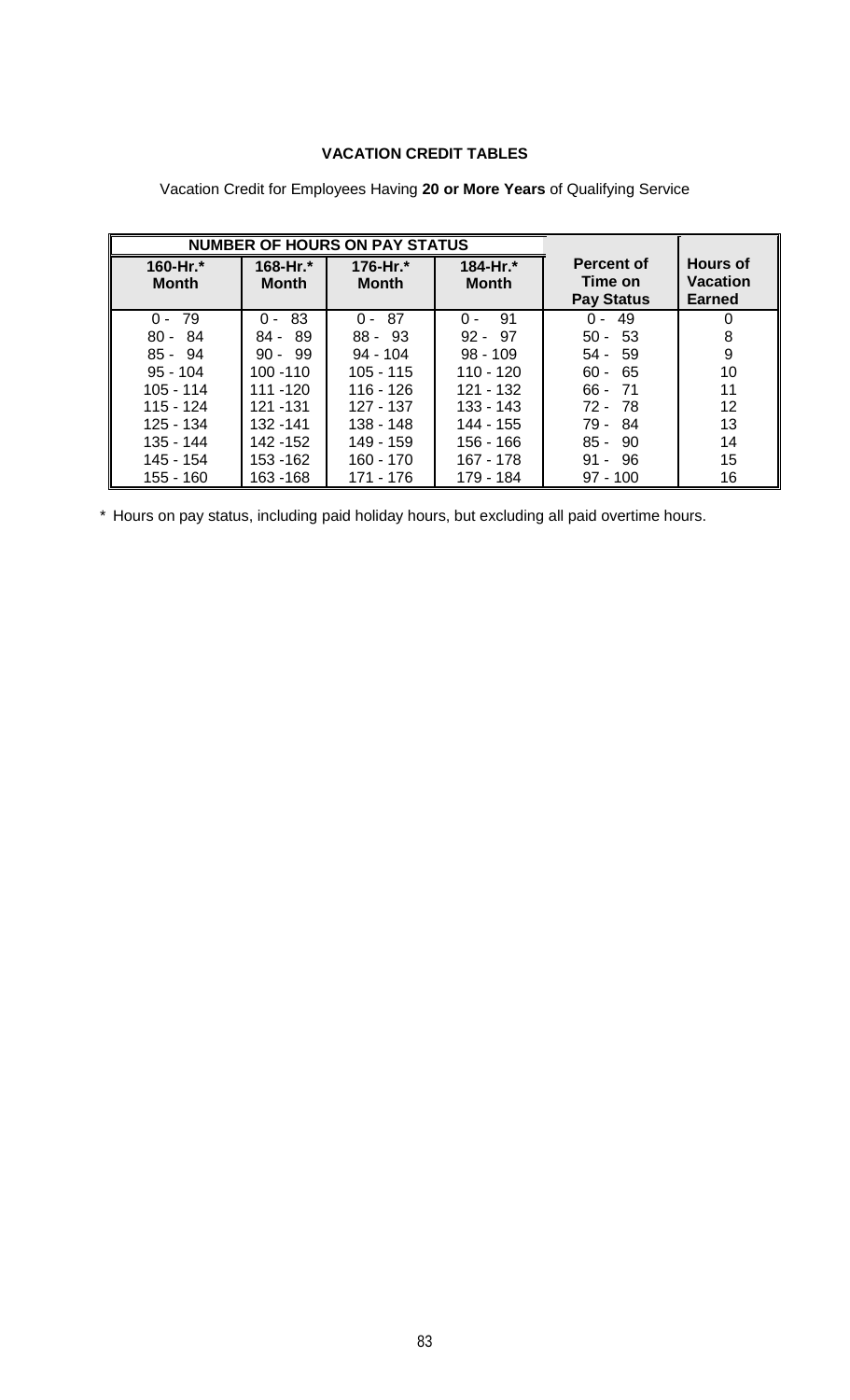### VACATION CREDIT TABLES

Vacation Credit for Employees Having **20 or More Years** of Qualifying Service

| NUMBER OF HOURS ON PAY STATUS | | | | | |
|---|---|---|---|---|---|
| **160-Hr.* Month** | **168-Hr.* Month** | **176-Hr.* Month** | **184-Hr.* Month** | **Percent of Time on Pay Status** | **Hours of Vacation Earned** |
| 0 - 79 | 0 - 83 | 0 - 87 | 0 - 91 | 0 - 49 | 0 |
| 80 - 84 | 84 - 89 | 88 - 93 | 92 - 97 | 50 - 53 | 8 |
| 85 - 94 | 90 - 99 | 94 - 104 | 98 - 109 | 54 - 59 | 9 |
| 95 - 104 | 100 -110 | 105 - 115 | 110 - 120 | 60 - 65 | 10 |
| 105 - 114 | 111 -120 | 116 - 126 | 121 - 132 | 66 - 71 | 11 |
| 115 - 124 | 121 -131 | 127 - 137 | 133 - 143 | 72 - 78 | 12 |
| 125 - 134 | 132 -141 | 138 - 148 | 144 - 155 | 79 - 84 | 13 |
| 135 - 144 | 142 -152 | 149 - 159 | 156 - 166 | 85 - 90 | 14 |
| 145 - 154 | 153 -162 | 160 - 170 | 167 - 178 | 91 - 96 | 15 |
| 155 - 160 | 163 -168 | 171 - 176 | 179 - 184 | 97 - 100 | 16 |

\* Hours on pay status, including paid holiday hours, but excluding all paid overtime hours.